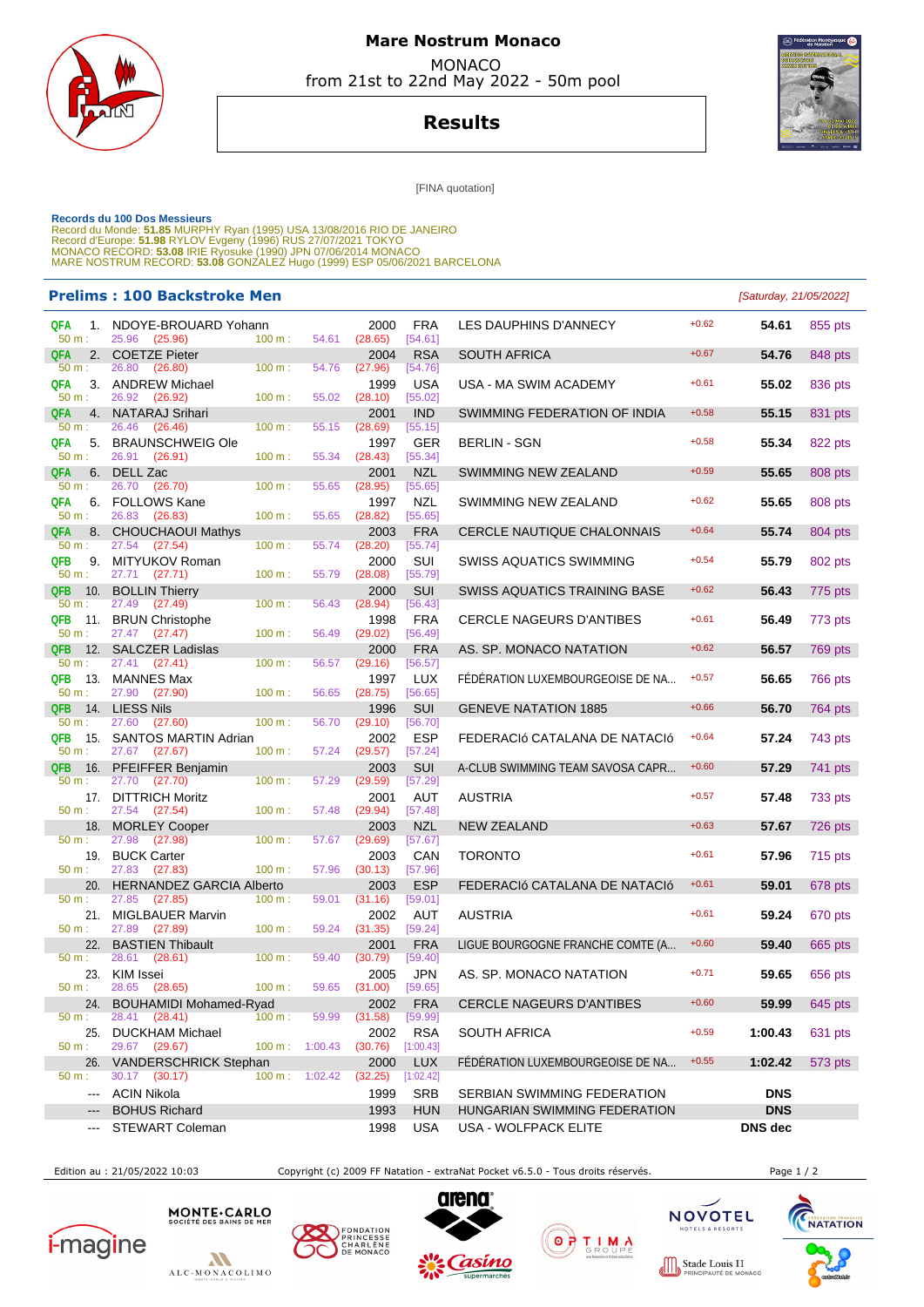# Mare Nostrum Monaco

MONACO
from 21st to 22nd May 2022 - 50m pool

## Results

[FINA quotation]

**Records du 100 Dos Messieurs**
Record du Monde: **51.85** MURPHY Ryan (1995) USA 13/08/2016 RIO DE JANEIRO
Record d'Europe: **51.98** RYLOV Evgeny (1996) RUS 27/07/2021 TOKYO
MONACO RECORD: **53.08** IRIE Ryosuke (1990) JPN 07/06/2014 MONACO
MARE NOSTRUM RECORD: **53.08** GONZALEZ Hugo (1999) ESP 05/06/2021 BARCELONA

### Prelims : 100 Backstroke Men

*[Saturday, 21/05/2022]*

| Q | Rank | Name | YB | Nat | Club | RT | Time | Pts | 50 m | 100 m |
|---|---|---|---|---|---|---|---|---|---|---|
| QFA | 1. | NDOYE-BROUARD Yohann | 2000 | FRA | LES DAUPHINS D'ANNECY | +0.62 | 54.61 | 855 pts | 25.96 (25.96) | 54.61 (28.65) [54.61] |
| QFA | 2. | COETZE Pieter | 2004 | RSA | SOUTH AFRICA | +0.67 | 54.76 | 848 pts | 26.80 (26.80) | 54.76 (27.96) [54.76] |
| QFA | 3. | ANDREW Michael | 1999 | USA | USA - MA SWIM ACADEMY | +0.61 | 55.02 | 836 pts | 26.92 (26.92) | 55.02 (28.10) [55.02] |
| QFA | 4. | NATARAJ Srihari | 2001 | IND | SWIMMING FEDERATION OF INDIA | +0.58 | 55.15 | 831 pts | 26.46 (26.46) | 55.15 (28.69) [55.15] |
| QFA | 5. | BRAUNSCHWEIG Ole | 1997 | GER | BERLIN - SGN | +0.58 | 55.34 | 822 pts | 26.91 (26.91) | 55.34 (28.43) [55.34] |
| QFA | 6. | DELL Zac | 2001 | NZL | SWIMMING NEW ZEALAND | +0.59 | 55.65 | 808 pts | 26.70 (26.70) | 55.65 (28.95) [55.65] |
| QFA | 6. | FOLLOWS Kane | 1997 | NZL | SWIMMING NEW ZEALAND | +0.62 | 55.65 | 808 pts | 26.83 (26.83) | 55.65 (28.82) [55.65] |
| QFA | 8. | CHOUCHAOUI Mathys | 2003 | FRA | CERCLE NAUTIQUE CHALONNAIS | +0.64 | 55.74 | 804 pts | 27.54 (27.54) | 55.74 (28.20) [55.74] |
| QFB | 9. | MITYUKOV Roman | 2000 | SUI | SWISS AQUATICS SWIMMING | +0.54 | 55.79 | 802 pts | 27.71 (27.71) | 55.79 (28.08) [55.79] |
| QFB | 10. | BOLLIN Thierry | 2000 | SUI | SWISS AQUATICS TRAINING BASE | +0.62 | 56.43 | 775 pts | 27.49 (27.49) | 56.43 (28.94) [56.43] |
| QFB | 11. | BRUN Christophe | 1998 | FRA | CERCLE NAGEURS D'ANTIBES | +0.61 | 56.49 | 773 pts | 27.47 (27.47) | 56.49 (29.02) [56.49] |
| QFB | 12. | SALCZER Ladislas | 2000 | FRA | AS. SP. MONACO NATATION | +0.62 | 56.57 | 769 pts | 27.41 (27.41) | 56.57 (29.16) [56.57] |
| QFB | 13. | MANNES Max | 1997 | LUX | FÉDÉRATION LUXEMBOURGEOISE DE NA... | +0.57 | 56.65 | 766 pts | 27.90 (27.90) | 56.65 (28.75) [56.65] |
| QFB | 14. | LIESS Nils | 1996 | SUI | GENEVE NATATION 1885 | +0.66 | 56.70 | 764 pts | 27.60 (27.60) | 56.70 (29.10) [56.70] |
| QFB | 15. | SANTOS MARTIN Adrian | 2002 | ESP | FEDERACIó CATALANA DE NATACIÓ | +0.64 | 57.24 | 743 pts | 27.67 (27.67) | 57.24 (29.57) [57.24] |
| QFB | 16. | PFEIFFER Benjamin | 2003 | SUI | A-CLUB SWIMMING TEAM SAVOSA CAPR... | +0.60 | 57.29 | 741 pts | 27.70 (27.70) | 57.29 (29.59) [57.29] |
| | 17. | DITTRICH Moritz | 2001 | AUT | AUSTRIA | +0.57 | 57.48 | 733 pts | 27.54 (27.54) | 57.48 (29.94) [57.48] |
| | 18. | MORLEY Cooper | 2003 | NZL | NEW ZEALAND | +0.63 | 57.67 | 726 pts | 27.98 (27.98) | 57.67 (29.69) [57.67] |
| | 19. | BUCK Carter | 2003 | CAN | TORONTO | +0.61 | 57.96 | 715 pts | 27.83 (27.83) | 57.96 (30.13) [57.96] |
| | 20. | HERNANDEZ GARCIA Alberto | 2003 | ESP | FEDERACIó CATALANA DE NATACIÓ | +0.61 | 59.01 | 678 pts | 27.85 (27.85) | 59.01 (31.16) [59.01] |
| | 21. | MIGLBAUER Marvin | 2002 | AUT | AUSTRIA | +0.61 | 59.24 | 670 pts | 27.89 (27.89) | 59.24 (31.35) [59.24] |
| | 22. | BASTIEN Thibault | 2001 | FRA | LIGUE BOURGOGNE FRANCHE COMTE (A... | +0.60 | 59.40 | 665 pts | 28.61 (28.61) | 59.40 (30.79) [59.40] |
| | 23. | KIM Issei | 2005 | JPN | AS. SP. MONACO NATATION | +0.71 | 59.65 | 656 pts | 28.65 (28.65) | 59.65 (31.00) [59.65] |
| | 24. | BOUHAMIDI Mohamed-Ryad | 2002 | FRA | CERCLE NAGEURS D'ANTIBES | +0.60 | 59.99 | 645 pts | 28.41 (28.41) | 59.99 (31.58) [59.99] |
| | 25. | DUCKHAM Michael | 2002 | RSA | SOUTH AFRICA | +0.59 | 1:00.43 | 631 pts | 29.67 (29.67) | 1:00.43 (30.76) [1:00.43] |
| | 26. | VANDERSCHRICK Stephan | 2000 | LUX | FÉDÉRATION LUXEMBOURGEOISE DE NA... | +0.55 | 1:02.42 | 573 pts | 30.17 (30.17) | 1:02.42 (32.25) [1:02.42] |
| | --- | ACIN Nikola | 1999 | SRB | SERBIAN SWIMMING FEDERATION | | DNS | | | |
| | --- | BOHUS Richard | 1993 | HUN | HUNGARIAN SWIMMING FEDERATION | | DNS | | | |
| | --- | STEWART Coleman | 1998 | USA | USA - WOLFPACK ELITE | | DNS dec | | | |

Edition au : 21/05/2022 10:03 — Copyright (c) 2009 FF Natation - extraNat Pocket v6.5.0 - Tous droits réservés.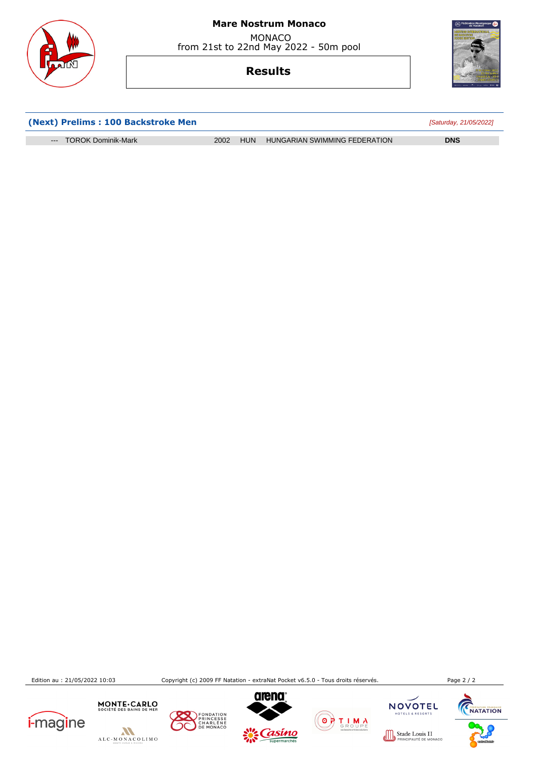**Mare Nostrum Monaco**

MONACO
from 21st to 22nd May 2022 - 50m pool

## Results

### (Next) Prelims : 100 Backstroke Men

*[Saturday, 21/05/2022]*

| | | | | | |
|---|---|---|---|---|---|
| --- | TOROK Dominik-Mark | 2002 | HUN | HUNGARIAN SWIMMING FEDERATION | DNS |

Edition au : 21/05/2022 10:03 Copyright (c) 2009 FF Natation - extraNat Pocket v6.5.0 - Tous droits réservés.